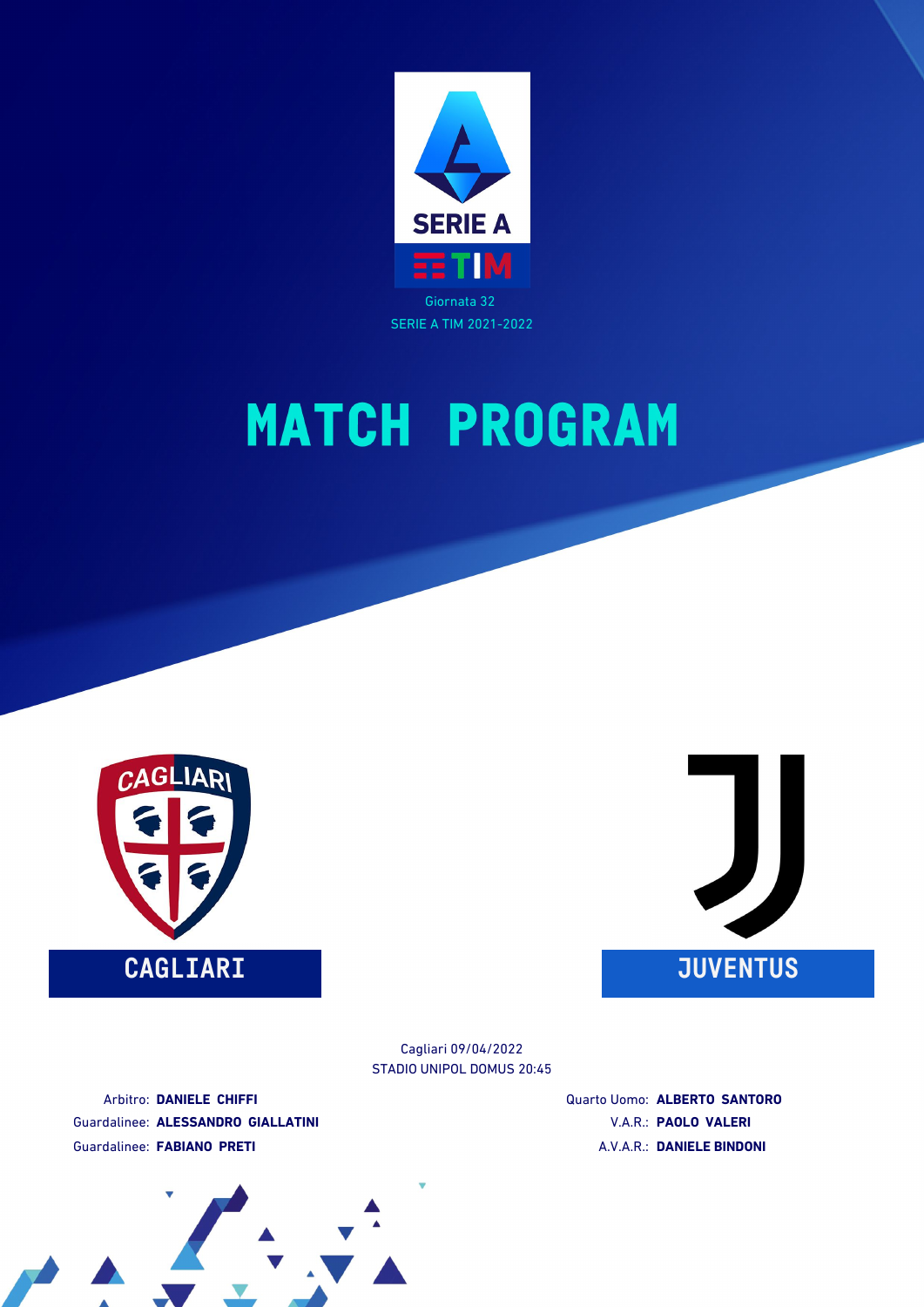SERIE A

TIM

Giornata 32

SERIE A TIM 2021-2022

# MATCH PROGRAM

CAGLIARI

JUVENTUS

Cagliari 09/04/2022

STADIO UNIPOL DOMUS 20:45

Arbitro: **DANIELE CHIFFI**

Guardalinee: **ALESSANDRO GIALLATINI**

Guardalinee: **FABIANO PRETI**

Quarto Uomo: **ALBERTO SANTORO**

V.A.R.: **PAOLO VALERI**

A.V.A.R.: **DANIELE BINDONI**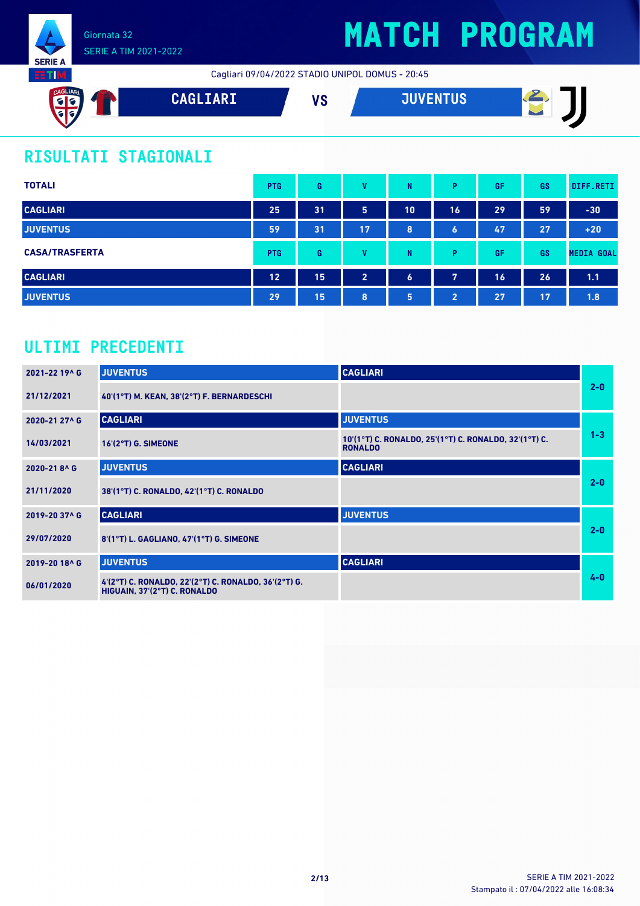Giornata 32
SERIE A TIM 2021-2022

# MATCH PROGRAM

Cagliari 09/04/2022 STADIO UNIPOL DOMUS - 20:45

**CAGLIARI** VS **JUVENTUS**

## RISULTATI STAGIONALI

| TOTALI | PTG | G | V | N | P | GF | GS | DIFF.RETI |
|---|---|---|---|---|---|---|---|---|
| CAGLIARI | 25 | 31 | 5 | 10 | 16 | 29 | 59 | -30 |
| JUVENTUS | 59 | 31 | 17 | 8 | 6 | 47 | 27 | +20 |

| CASA/TRASFERTA | PTG | G | V | N | P | GF | GS | MEDIA GOAL |
|---|---|---|---|---|---|---|---|---|
| CAGLIARI | 12 | 15 | 2 | 6 | 7 | 16 | 26 | 1.1 |
| JUVENTUS | 29 | 15 | 8 | 5 | 2 | 27 | 17 | 1.8 |

## ULTIMI PRECEDENTI

| Giornata / Data | Casa | Trasferta | Risultato |
|---|---|---|---|
| 2021-22 19^ G | JUVENTUS | CAGLIARI | 2-0 |
| 21/12/2021 | 40'(1°T) M. KEAN, 38'(2°T) F. BERNARDESCHI | | |
| 2020-21 27^ G | CAGLIARI | JUVENTUS | 1-3 |
| 14/03/2021 | 16'(2°T) G. SIMEONE | 10'(1°T) C. RONALDO, 25'(1°T) C. RONALDO, 32'(1°T) C. RONALDO | |
| 2020-21 8^ G | JUVENTUS | CAGLIARI | 2-0 |
| 21/11/2020 | 38'(1°T) C. RONALDO, 42'(1°T) C. RONALDO | | |
| 2019-20 37^ G | CAGLIARI | JUVENTUS | 2-0 |
| 29/07/2020 | 8'(1°T) L. GAGLIANO, 47'(1°T) G. SIMEONE | | |
| 2019-20 18^ G | JUVENTUS | CAGLIARI | 4-0 |
| 06/01/2020 | 4'(2°T) C. RONALDO, 22'(2°T) C. RONALDO, 36'(2°T) G. HIGUAIN, 37'(2°T) C. RONALDO | | |

SERIE A TIM 2021-2022
Stampato il : 07/04/2022 alle 16:08:34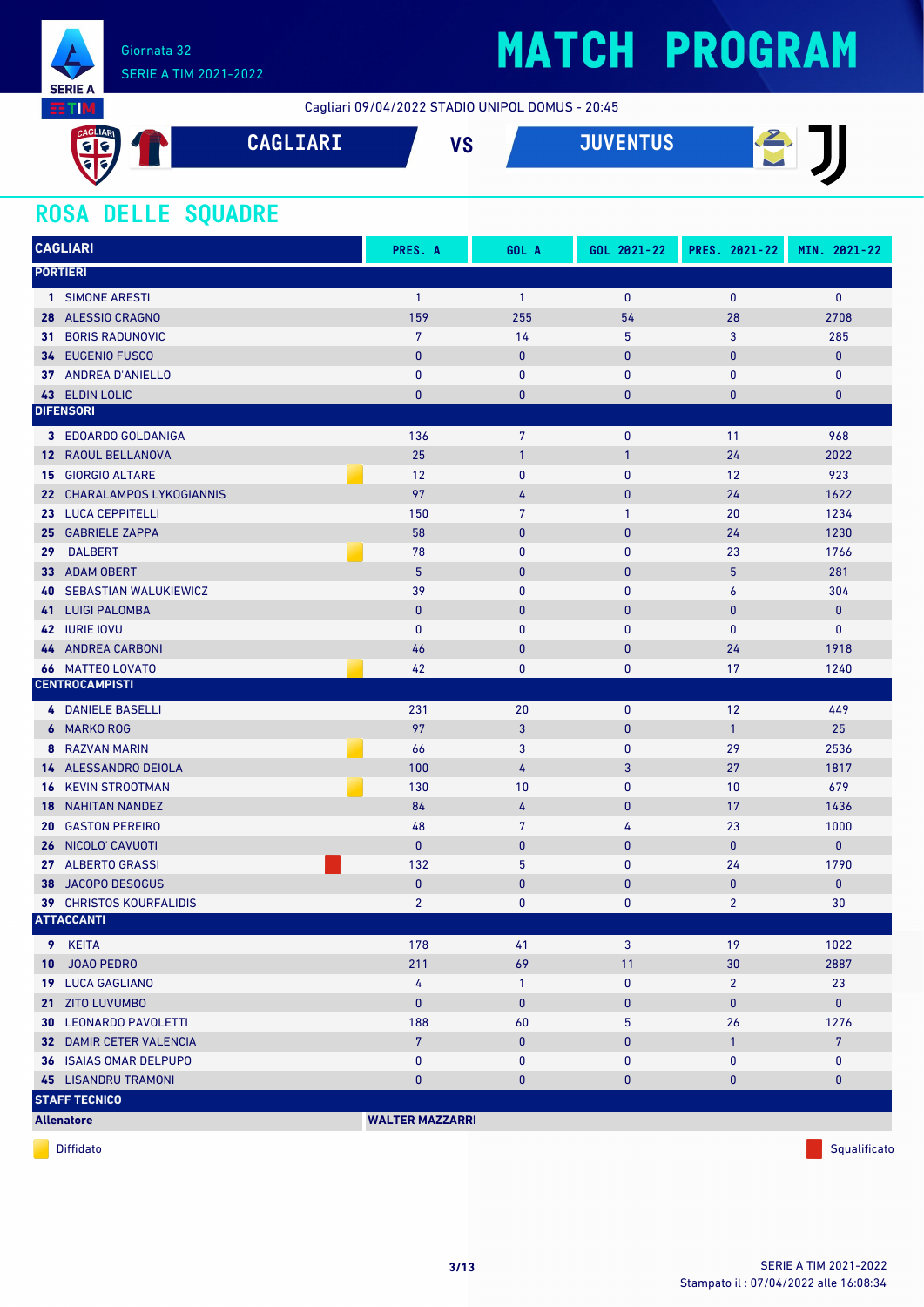# MATCH PROGRAM

Giornata 32
SERIE A TIM 2021-2022

Cagliari 09/04/2022 STADIO UNIPOL DOMUS - 20:45

**CAGLIARI** VS **JUVENTUS**

## ROSA DELLE SQUADRE

| CAGLIARI | | PRES. A | GOL A | GOL 2021-22 | PRES. 2021-22 | MIN. 2021-22 |
|---|---|---|---|---|---|---|
| **PORTIERI** | | | | | | |
| 1 SIMONE ARESTI | | 1 | 1 | 0 | 0 | 0 |
| 28 ALESSIO CRAGNO | | 159 | 255 | 54 | 28 | 2708 |
| 31 BORIS RADUNOVIC | | 7 | 14 | 5 | 3 | 285 |
| 34 EUGENIO FUSCO | | 0 | 0 | 0 | 0 | 0 |
| 37 ANDREA D'ANIELLO | | 0 | 0 | 0 | 0 | 0 |
| 43 ELDIN LOLIC | | 0 | 0 | 0 | 0 | 0 |
| **DIFENSORI** | | | | | | |
| 3 EDOARDO GOLDANIGA | | 136 | 7 | 0 | 11 | 968 |
| 12 RAOUL BELLANOVA | | 25 | 1 | 1 | 24 | 2022 |
| 15 GIORGIO ALTARE | Diffidato | 12 | 0 | 0 | 12 | 923 |
| 22 CHARALAMPOS LYKOGIANNIS | | 97 | 4 | 0 | 24 | 1622 |
| 23 LUCA CEPPITELLI | | 150 | 7 | 1 | 20 | 1234 |
| 25 GABRIELE ZAPPA | | 58 | 0 | 0 | 24 | 1230 |
| 29 DALBERT | Diffidato | 78 | 0 | 0 | 23 | 1766 |
| 33 ADAM OBERT | | 5 | 0 | 0 | 5 | 281 |
| 40 SEBASTIAN WALUKIEWICZ | | 39 | 0 | 0 | 6 | 304 |
| 41 LUIGI PALOMBA | | 0 | 0 | 0 | 0 | 0 |
| 42 IURIE IOVU | | 0 | 0 | 0 | 0 | 0 |
| 44 ANDREA CARBONI | | 46 | 0 | 0 | 24 | 1918 |
| 66 MATTEO LOVATO | Diffidato | 42 | 0 | 0 | 17 | 1240 |
| **CENTROCAMPISTI** | | | | | | |
| 4 DANIELE BASELLI | | 231 | 20 | 0 | 12 | 449 |
| 6 MARKO ROG | | 97 | 3 | 0 | 1 | 25 |
| 8 RAZVAN MARIN | Diffidato | 66 | 3 | 0 | 29 | 2536 |
| 14 ALESSANDRO DEIOLA | | 100 | 4 | 3 | 27 | 1817 |
| 16 KEVIN STROOTMAN | Diffidato | 130 | 10 | 0 | 10 | 679 |
| 18 NAHITAN NANDEZ | | 84 | 4 | 0 | 17 | 1436 |
| 20 GASTON PEREIRO | | 48 | 7 | 4 | 23 | 1000 |
| 26 NICOLO' CAVUOTI | | 0 | 0 | 0 | 0 | 0 |
| 27 ALBERTO GRASSI | Squalificato | 132 | 5 | 0 | 24 | 1790 |
| 38 JACOPO DESOGUS | | 0 | 0 | 0 | 0 | 0 |
| 39 CHRISTOS KOURFALIDIS | | 2 | 0 | 0 | 2 | 30 |
| **ATTACCANTI** | | | | | | |
| 9 KEITA | | 178 | 41 | 3 | 19 | 1022 |
| 10 JOAO PEDRO | | 211 | 69 | 11 | 30 | 2887 |
| 19 LUCA GAGLIANO | | 4 | 1 | 0 | 2 | 23 |
| 21 ZITO LUVUMBO | | 0 | 0 | 0 | 0 | 0 |
| 30 LEONARDO PAVOLETTI | | 188 | 60 | 5 | 26 | 1276 |
| 32 DAMIR CETER VALENCIA | | 7 | 0 | 0 | 1 | 7 |
| 36 ISAIAS OMAR DELPUPO | | 0 | 0 | 0 | 0 | 0 |
| 45 LISANDRU TRAMONI | | 0 | 0 | 0 | 0 | 0 |
| **STAFF TECNICO** | | | | | | |
| **Allenatore** | **WALTER MAZZARRI** | | | | | |

Diffidato — Squalificato

Stampato il : 07/04/2022 alle 16:08:34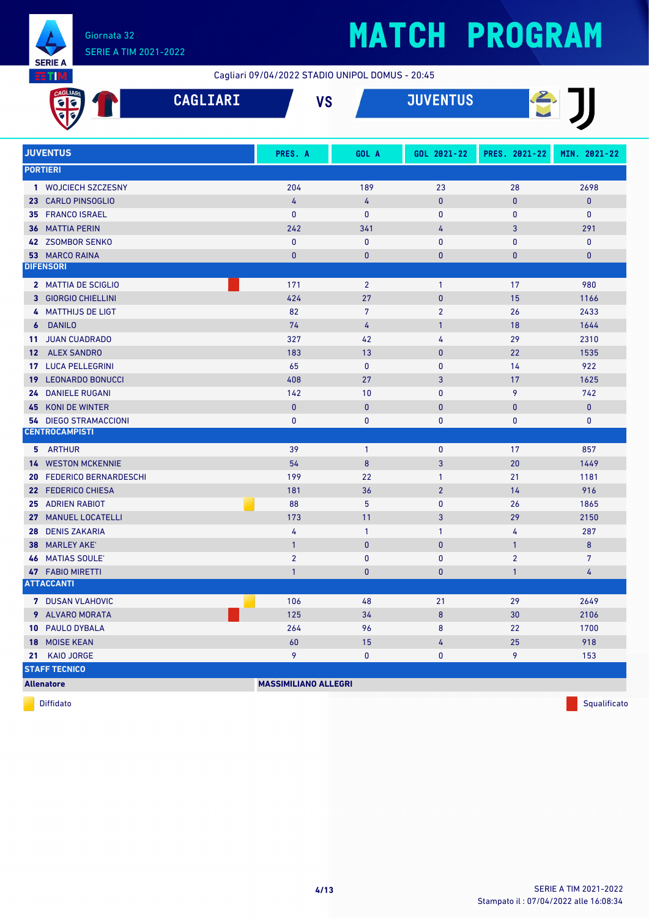# MATCH PROGRAM

Giornata 32
SERIE A TIM 2021-2022

Cagliari 09/04/2022 STADIO UNIPOL DOMUS - 20:45

**CAGLIARI** VS **JUVENTUS**

| JUVENTUS | PRES. A | GOL A | GOL 2021-22 | PRES. 2021-22 | MIN. 2021-22 |
|---|---|---|---|---|---|
| **PORTIERI** | | | | | |
| 1 WOJCIECH SZCZESNY | 204 | 189 | 23 | 28 | 2698 |
| 23 CARLO PINSOGLIO | 4 | 4 | 0 | 0 | 0 |
| 35 FRANCO ISRAEL | 0 | 0 | 0 | 0 | 0 |
| 36 MATTIA PERIN | 242 | 341 | 4 | 3 | 291 |
| 42 ZSOMBOR SENKO | 0 | 0 | 0 | 0 | 0 |
| 53 MARCO RAINA | 0 | 0 | 0 | 0 | 0 |
| **DIFENSORI** | | | | | |
| 2 MATTIA DE SCIGLIO (Squalificato) | 171 | 2 | 1 | 17 | 980 |
| 3 GIORGIO CHIELLINI | 424 | 27 | 0 | 15 | 1166 |
| 4 MATTHIJS DE LIGT | 82 | 7 | 2 | 26 | 2433 |
| 6 DANILO | 74 | 4 | 1 | 18 | 1644 |
| 11 JUAN CUADRADO | 327 | 42 | 4 | 29 | 2310 |
| 12 ALEX SANDRO | 183 | 13 | 0 | 22 | 1535 |
| 17 LUCA PELLEGRINI | 65 | 0 | 0 | 14 | 922 |
| 19 LEONARDO BONUCCI | 408 | 27 | 3 | 17 | 1625 |
| 24 DANIELE RUGANI | 142 | 10 | 0 | 9 | 742 |
| 45 KONI DE WINTER | 0 | 0 | 0 | 0 | 0 |
| 54 DIEGO STRAMACCIONI | 0 | 0 | 0 | 0 | 0 |
| **CENTROCAMPISTI** | | | | | |
| 5 ARTHUR | 39 | 1 | 0 | 17 | 857 |
| 14 WESTON MCKENNIE | 54 | 8 | 3 | 20 | 1449 |
| 20 FEDERICO BERNARDESCHI | 199 | 22 | 1 | 21 | 1181 |
| 22 FEDERICO CHIESA | 181 | 36 | 2 | 14 | 916 |
| 25 ADRIEN RABIOT (Diffidato) | 88 | 5 | 0 | 26 | 1865 |
| 27 MANUEL LOCATELLI | 173 | 11 | 3 | 29 | 2150 |
| 28 DENIS ZAKARIA | 4 | 1 | 1 | 4 | 287 |
| 38 MARLEY AKE' | 1 | 0 | 0 | 1 | 8 |
| 46 MATIAS SOULE' | 2 | 0 | 0 | 2 | 7 |
| 47 FABIO MIRETTI | 1 | 0 | 0 | 1 | 4 |
| **ATTACCANTI** | | | | | |
| 7 DUSAN VLAHOVIC (Diffidato) | 106 | 48 | 21 | 29 | 2649 |
| 9 ALVARO MORATA (Squalificato) | 125 | 34 | 8 | 30 | 2106 |
| 10 PAULO DYBALA | 264 | 96 | 8 | 22 | 1700 |
| 18 MOISE KEAN | 60 | 15 | 4 | 25 | 918 |
| 21 KAIO JORGE | 9 | 0 | 0 | 9 | 153 |
| **STAFF TECNICO** | | | | | |
| **Allenatore** | **MASSIMILIANO ALLEGRI** | | | | |

Diffidato — Squalificato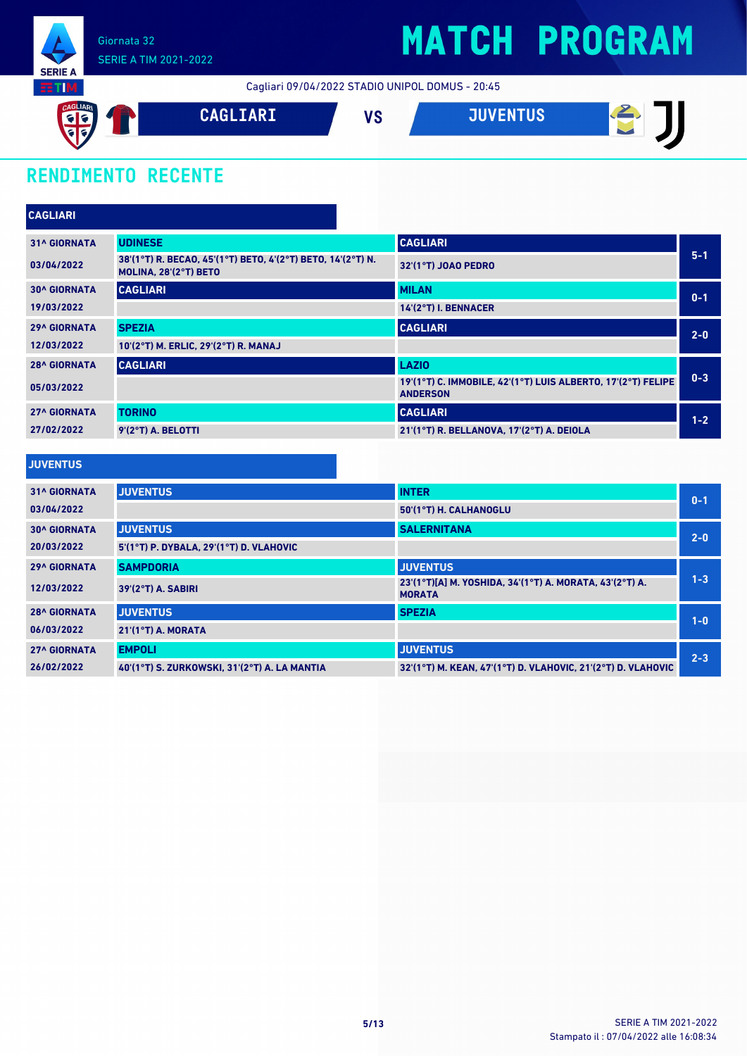Giornata 32
SERIE A TIM 2021-2022

# MATCH PROGRAM

Cagliari 09/04/2022 STADIO UNIPOL DOMUS - 20:45

**CAGLIARI** VS **JUVENTUS**

## RENDIMENTO RECENTE

### CAGLIARI

| Giornata | Casa | Trasferta | Risultato |
|---|---|---|---|
| 31^ GIORNATA 03/04/2022 | UDINESE<br>38'(1°T) R. BECAO, 45'(1°T) BETO, 4'(2°T) BETO, 14'(2°T) N. MOLINA, 28'(2°T) BETO | CAGLIARI<br>32'(1°T) JOAO PEDRO | 5-1 |
| 30^ GIORNATA 19/03/2022 | CAGLIARI | MILAN<br>14'(2°T) I. BENNACER | 0-1 |
| 29^ GIORNATA 12/03/2022 | SPEZIA<br>10'(2°T) M. ERLIC, 29'(2°T) R. MANAJ | CAGLIARI | 2-0 |
| 28^ GIORNATA 05/03/2022 | CAGLIARI | LAZIO<br>19'(1°T) C. IMMOBILE, 42'(1°T) LUIS ALBERTO, 17'(2°T) FELIPE ANDERSON | 0-3 |
| 27^ GIORNATA 27/02/2022 | TORINO<br>9'(2°T) A. BELOTTI | CAGLIARI<br>21'(1°T) R. BELLANOVA, 17'(2°T) A. DEIOLA | 1-2 |

### JUVENTUS

| Giornata | Casa | Trasferta | Risultato |
|---|---|---|---|
| 31^ GIORNATA 03/04/2022 | JUVENTUS | INTER<br>50'(1°T) H. CALHANOGLU | 0-1 |
| 30^ GIORNATA 20/03/2022 | JUVENTUS<br>5'(1°T) P. DYBALA, 29'(1°T) D. VLAHOVIC | SALERNITANA | 2-0 |
| 29^ GIORNATA 12/03/2022 | SAMPDORIA<br>39'(2°T) A. SABIRI | JUVENTUS<br>23'(1°T)[A] M. YOSHIDA, 34'(1°T) A. MORATA, 43'(2°T) A. MORATA | 1-3 |
| 28^ GIORNATA 06/03/2022 | JUVENTUS<br>21'(1°T) A. MORATA | SPEZIA | 1-0 |
| 27^ GIORNATA 26/02/2022 | EMPOLI<br>40'(1°T) S. ZURKOWSKI, 31'(2°T) A. LA MANTIA | JUVENTUS<br>32'(1°T) M. KEAN, 47'(1°T) D. VLAHOVIC, 21'(2°T) D. VLAHOVIC | 2-3 |

SERIE A TIM 2021-2022
Stampato il : 07/04/2022 alle 16:08:34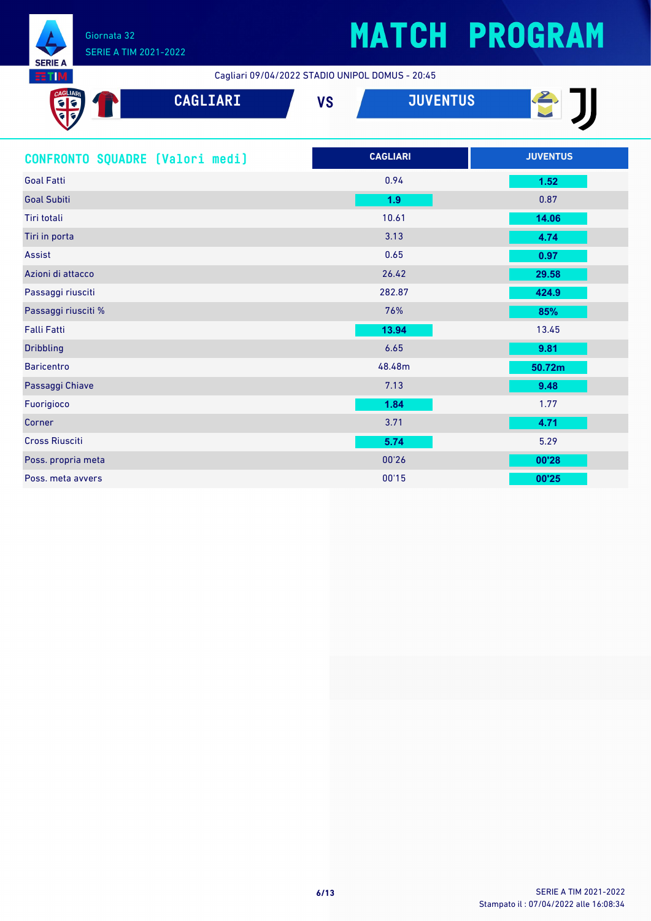# MATCH PROGRAM

Giornata 32
SERIE A TIM 2021-2022

Cagliari 09/04/2022 STADIO UNIPOL DOMUS - 20:45

**CAGLIARI** VS **JUVENTUS**

## CONFRONTO SQUADRE [Valori medi]

| | CAGLIARI | JUVENTUS |
|---|---|---|
| Goal Fatti | 0.94 | **1.52** |
| Goal Subiti | **1.9** | 0.87 |
| Tiri totali | 10.61 | **14.06** |
| Tiri in porta | 3.13 | **4.74** |
| Assist | 0.65 | **0.97** |
| Azioni di attacco | 26.42 | **29.58** |
| Passaggi riusciti | 282.87 | **424.9** |
| Passaggi riusciti % | 76% | **85%** |
| Falli Fatti | **13.94** | 13.45 |
| Dribbling | 6.65 | **9.81** |
| Baricentro | 48.48m | **50.72m** |
| Passaggi Chiave | 7.13 | **9.48** |
| Fuorigioco | **1.84** | 1.77 |
| Corner | 3.71 | **4.71** |
| Cross Riusciti | **5.74** | 5.29 |
| Poss. propria meta | 00'26 | **00'28** |
| Poss. meta avvers | 00'15 | **00'25** |

SERIE A TIM 2021-2022
Stampato il : 07/04/2022 alle 16:08:34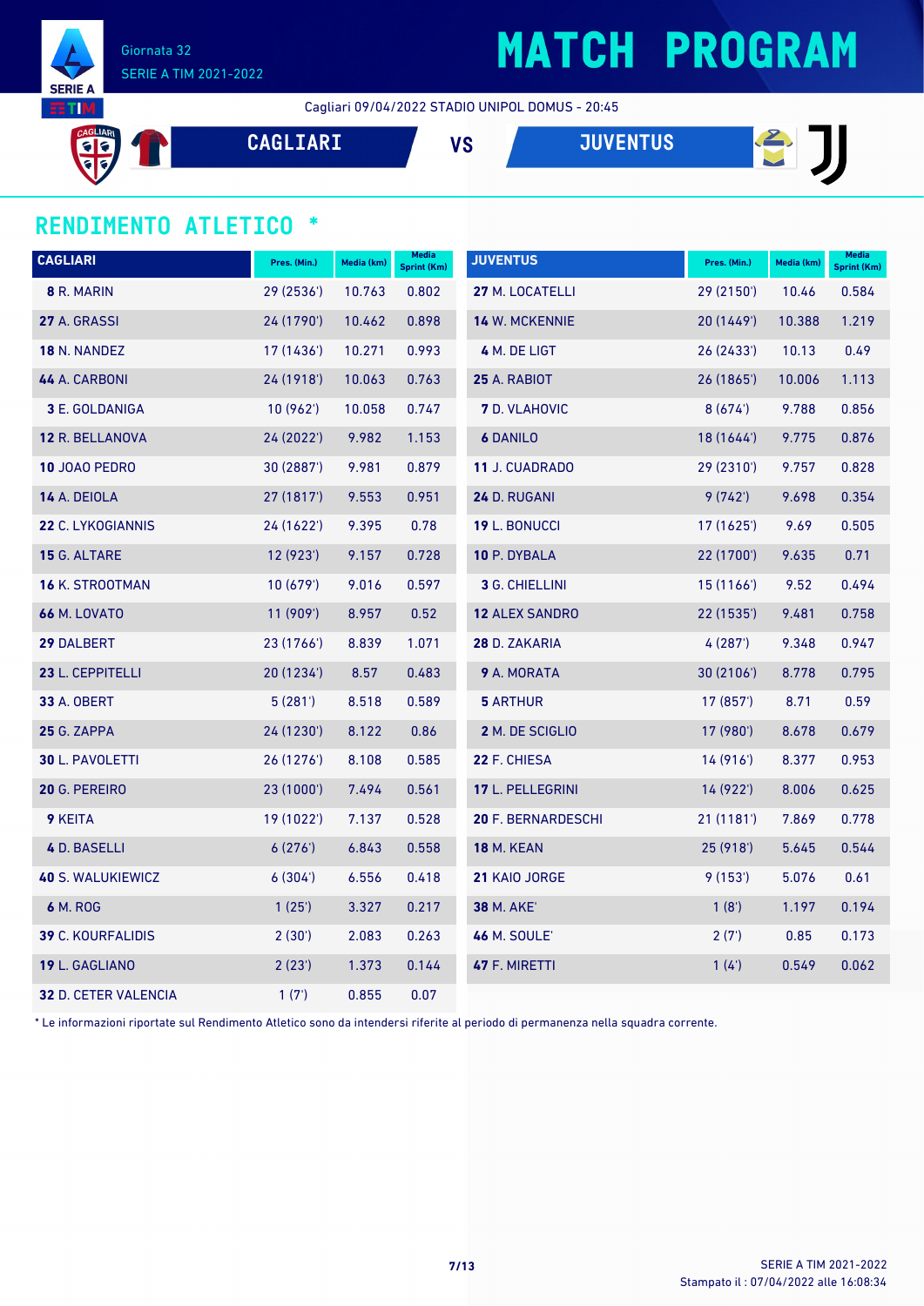Giornata 32
SERIE A TIM 2021-2022

# MATCH PROGRAM

Cagliari 09/04/2022 STADIO UNIPOL DOMUS - 20:45

**CAGLIARI** VS **JUVENTUS**

## RENDIMENTO ATLETICO *

| CAGLIARI | Pres. (Min.) | Media (km) | Media Sprint (Km) |
|---|---|---|---|
| **8** R. MARIN | 29 (2536') | 10.763 | 0.802 |
| **27** A. GRASSI | 24 (1790') | 10.462 | 0.898 |
| **18** N. NANDEZ | 17 (1436') | 10.271 | 0.993 |
| **44** A. CARBONI | 24 (1918') | 10.063 | 0.763 |
| **3** E. GOLDANIGA | 10 (962') | 10.058 | 0.747 |
| **12** R. BELLANOVA | 24 (2022') | 9.982 | 1.153 |
| **10** JOAO PEDRO | 30 (2887') | 9.981 | 0.879 |
| **14** A. DEIOLA | 27 (1817') | 9.553 | 0.951 |
| **22** C. LYKOGIANNIS | 24 (1622') | 9.395 | 0.78 |
| **15** G. ALTARE | 12 (923') | 9.157 | 0.728 |
| **16** K. STROOTMAN | 10 (679') | 9.016 | 0.597 |
| **66** M. LOVATO | 11 (909') | 8.957 | 0.52 |
| **29** DALBERT | 23 (1766') | 8.839 | 1.071 |
| **23** L. CEPPITELLI | 20 (1234') | 8.57 | 0.483 |
| **33** A. OBERT | 5 (281') | 8.518 | 0.589 |
| **25** G. ZAPPA | 24 (1230') | 8.122 | 0.86 |
| **30** L. PAVOLETTI | 26 (1276') | 8.108 | 0.585 |
| **20** G. PEREIRO | 23 (1000') | 7.494 | 0.561 |
| **9** KEITA | 19 (1022') | 7.137 | 0.528 |
| **4** D. BASELLI | 6 (276') | 6.843 | 0.558 |
| **40** S. WALUKIEWICZ | 6 (304') | 6.556 | 0.418 |
| **6** M. ROG | 1 (25') | 3.327 | 0.217 |
| **39** C. KOURFALIDIS | 2 (30') | 2.083 | 0.263 |
| **19** L. GAGLIANO | 2 (23') | 1.373 | 0.144 |
| **32** D. CETER VALENCIA | 1 (7') | 0.855 | 0.07 |

| JUVENTUS | Pres. (Min.) | Media (km) | Media Sprint (Km) |
|---|---|---|---|
| **27** M. LOCATELLI | 29 (2150') | 10.46 | 0.584 |
| **14** W. MCKENNIE | 20 (1449') | 10.388 | 1.219 |
| **4** M. DE LIGT | 26 (2433') | 10.13 | 0.49 |
| **25** A. RABIOT | 26 (1865') | 10.006 | 1.113 |
| **7** D. VLAHOVIC | 8 (674') | 9.788 | 0.856 |
| **6** DANILO | 18 (1644') | 9.775 | 0.876 |
| **11** J. CUADRADO | 29 (2310') | 9.757 | 0.828 |
| **24** D. RUGANI | 9 (742') | 9.698 | 0.354 |
| **19** L. BONUCCI | 17 (1625') | 9.69 | 0.505 |
| **10** P. DYBALA | 22 (1700') | 9.635 | 0.71 |
| **3** G. CHIELLINI | 15 (1166') | 9.52 | 0.494 |
| **12** ALEX SANDRO | 22 (1535') | 9.481 | 0.758 |
| **28** D. ZAKARIA | 4 (287') | 9.348 | 0.947 |
| **9** A. MORATA | 30 (2106') | 8.778 | 0.795 |
| **5** ARTHUR | 17 (857') | 8.71 | 0.59 |
| **2** M. DE SCIGLIO | 17 (980') | 8.678 | 0.679 |
| **22** F. CHIESA | 14 (916') | 8.377 | 0.953 |
| **17** L. PELLEGRINI | 14 (922') | 8.006 | 0.625 |
| **20** F. BERNARDESCHI | 21 (1181') | 7.869 | 0.778 |
| **18** M. KEAN | 25 (918') | 5.645 | 0.544 |
| **21** KAIO JORGE | 9 (153') | 5.076 | 0.61 |
| **38** M. AKE' | 1 (8') | 1.197 | 0.194 |
| **46** M. SOULE' | 2 (7') | 0.85 | 0.173 |
| **47** F. MIRETTI | 1 (4') | 0.549 | 0.062 |

* Le informazioni riportate sul Rendimento Atletico sono da intendersi riferite al periodo di permanenza nella squadra corrente.

Stampato il : 07/04/2022 alle 16:08:34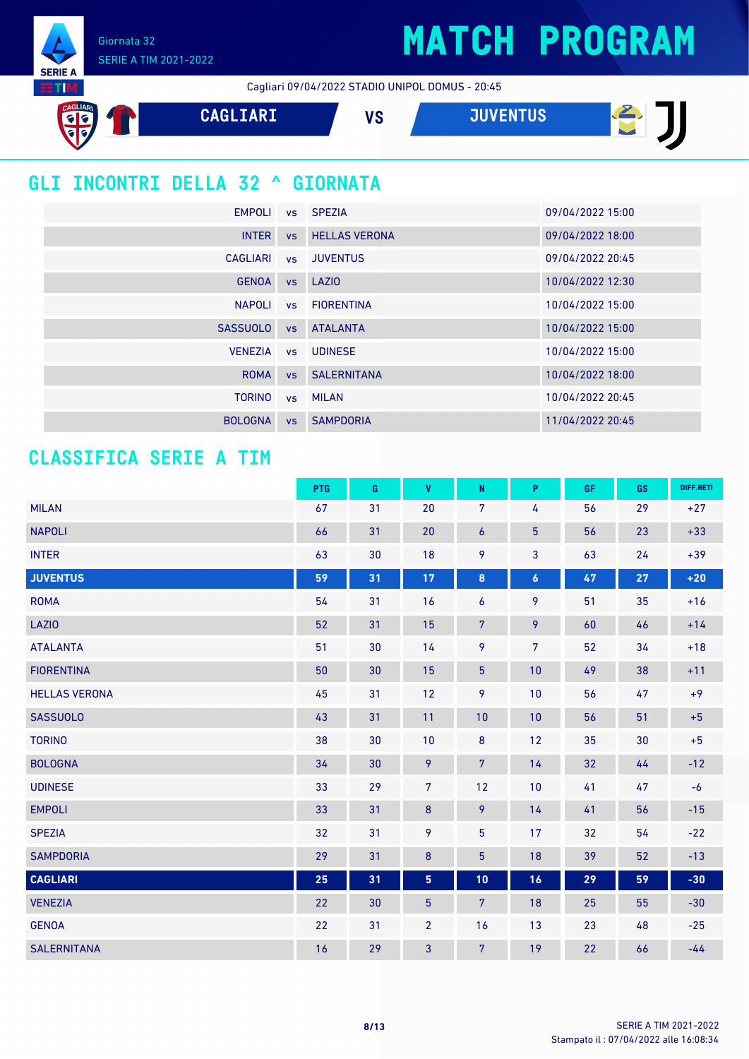Giornata 32
SERIE A TIM 2021-2022

# MATCH PROGRAM

Cagliari 09/04/2022 STADIO UNIPOL DOMUS - 20:45

**CAGLIARI** VS **JUVENTUS**

## GLI INCONTRI DELLA 32 ^ GIORNATA

| | | | |
|---|---|---|---|
| EMPOLI | vs | SPEZIA | 09/04/2022 15:00 |
| INTER | vs | HELLAS VERONA | 09/04/2022 18:00 |
| CAGLIARI | vs | JUVENTUS | 09/04/2022 20:45 |
| GENOA | vs | LAZIO | 10/04/2022 12:30 |
| NAPOLI | vs | FIORENTINA | 10/04/2022 15:00 |
| SASSUOLO | vs | ATALANTA | 10/04/2022 15:00 |
| VENEZIA | vs | UDINESE | 10/04/2022 15:00 |
| ROMA | vs | SALERNITANA | 10/04/2022 18:00 |
| TORINO | vs | MILAN | 10/04/2022 20:45 |
| BOLOGNA | vs | SAMPDORIA | 11/04/2022 20:45 |

## CLASSIFICA SERIE A TIM

| | PTG | G | V | N | P | GF | GS | DIFF.RETI |
|---|---|---|---|---|---|---|---|---|
| MILAN | 67 | 31 | 20 | 7 | 4 | 56 | 29 | +27 |
| NAPOLI | 66 | 31 | 20 | 6 | 5 | 56 | 23 | +33 |
| INTER | 63 | 30 | 18 | 9 | 3 | 63 | 24 | +39 |
| **JUVENTUS** | **59** | **31** | **17** | **8** | **6** | **47** | **27** | **+20** |
| ROMA | 54 | 31 | 16 | 6 | 9 | 51 | 35 | +16 |
| LAZIO | 52 | 31 | 15 | 7 | 9 | 60 | 46 | +14 |
| ATALANTA | 51 | 30 | 14 | 9 | 7 | 52 | 34 | +18 |
| FIORENTINA | 50 | 30 | 15 | 5 | 10 | 49 | 38 | +11 |
| HELLAS VERONA | 45 | 31 | 12 | 9 | 10 | 56 | 47 | +9 |
| SASSUOLO | 43 | 31 | 11 | 10 | 10 | 56 | 51 | +5 |
| TORINO | 38 | 30 | 10 | 8 | 12 | 35 | 30 | +5 |
| BOLOGNA | 34 | 30 | 9 | 7 | 14 | 32 | 44 | -12 |
| UDINESE | 33 | 29 | 7 | 12 | 10 | 41 | 47 | -6 |
| EMPOLI | 33 | 31 | 8 | 9 | 14 | 41 | 56 | -15 |
| SPEZIA | 32 | 31 | 9 | 5 | 17 | 32 | 54 | -22 |
| SAMPDORIA | 29 | 31 | 8 | 5 | 18 | 39 | 52 | -13 |
| **CAGLIARI** | **25** | **31** | **5** | **10** | **16** | **29** | **59** | **-30** |
| VENEZIA | 22 | 30 | 5 | 7 | 18 | 25 | 55 | -30 |
| GENOA | 22 | 31 | 2 | 16 | 13 | 23 | 48 | -25 |
| SALERNITANA | 16 | 29 | 3 | 7 | 19 | 22 | 66 | -44 |

SERIE A TIM 2021-2022
Stampato il : 07/04/2022 alle 16:08:34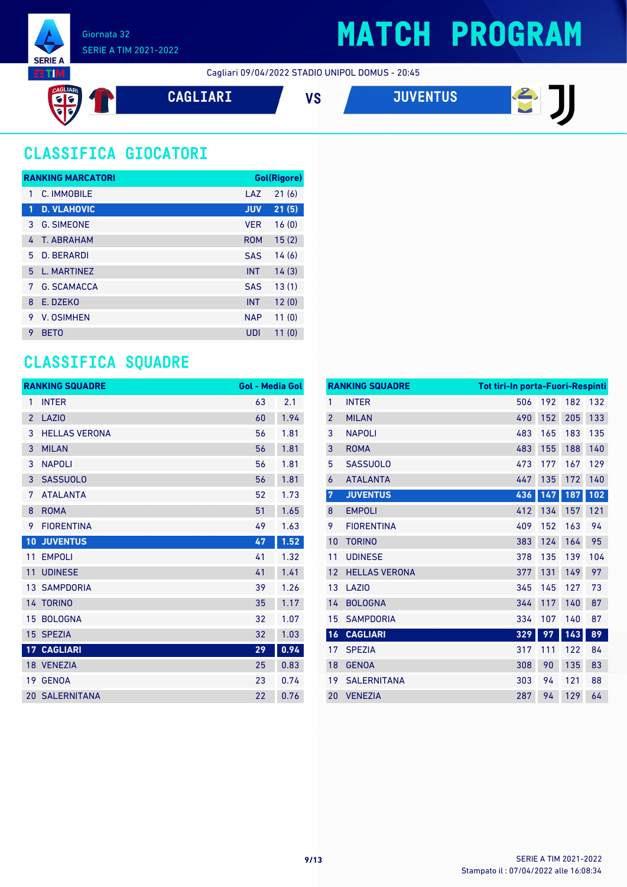Giornata 32

SERIE A TIM 2021-2022

# MATCH PROGRAM

Cagliari 09/04/2022 STADIO UNIPOL DOMUS - 20:45

**CAGLIARI** VS **JUVENTUS**

## CLASSIFICA GIOCATORI

| RANKING MARCATORI | | | Gol(Rigore) |
|---|---|---|---|
| 1 | C. IMMOBILE | LAZ | 21 (6) |
| 1 | **D. VLAHOVIC** | **JUV** | **21 (5)** |
| 3 | G. SIMEONE | VER | 16 (0) |
| 4 | T. ABRAHAM | ROM | 15 (2) |
| 5 | D. BERARDI | SAS | 14 (6) |
| 5 | L. MARTINEZ | INT | 14 (3) |
| 7 | G. SCAMACCA | SAS | 13 (1) |
| 8 | E. DZEKO | INT | 12 (0) |
| 9 | V. OSIMHEN | NAP | 11 (0) |
| 9 | BETO | UDI | 11 (0) |

## CLASSIFICA SQUADRE

| RANKING SQUADRE | | Gol | Media Gol |
|---|---|---|---|
| 1 | INTER | 63 | 2.1 |
| 2 | LAZIO | 60 | 1.94 |
| 3 | HELLAS VERONA | 56 | 1.81 |
| 3 | MILAN | 56 | 1.81 |
| 3 | NAPOLI | 56 | 1.81 |
| 3 | SASSUOLO | 56 | 1.81 |
| 7 | ATALANTA | 52 | 1.73 |
| 8 | ROMA | 51 | 1.65 |
| 9 | FIORENTINA | 49 | 1.63 |
| **10** | **JUVENTUS** | **47** | **1.52** |
| 11 | EMPOLI | 41 | 1.32 |
| 11 | UDINESE | 41 | 1.41 |
| 13 | SAMPDORIA | 39 | 1.26 |
| 14 | TORINO | 35 | 1.17 |
| 15 | BOLOGNA | 32 | 1.07 |
| 15 | SPEZIA | 32 | 1.03 |
| **17** | **CAGLIARI** | **29** | **0.94** |
| 18 | VENEZIA | 25 | 0.83 |
| 19 | GENOA | 23 | 0.74 |
| 20 | SALERNITANA | 22 | 0.76 |

| RANKING SQUADRE | | Tot tiri | In porta | Fuori | Respinti |
|---|---|---|---|---|---|
| 1 | INTER | 506 | 192 | 182 | 132 |
| 2 | MILAN | 490 | 152 | 205 | 133 |
| 3 | NAPOLI | 483 | 165 | 183 | 135 |
| 3 | ROMA | 483 | 155 | 188 | 140 |
| 5 | SASSUOLO | 473 | 177 | 167 | 129 |
| 6 | ATALANTA | 447 | 135 | 172 | 140 |
| **7** | **JUVENTUS** | **436** | **147** | **187** | **102** |
| 8 | EMPOLI | 412 | 134 | 157 | 121 |
| 9 | FIORENTINA | 409 | 152 | 163 | 94 |
| 10 | TORINO | 383 | 124 | 164 | 95 |
| 11 | UDINESE | 378 | 135 | 139 | 104 |
| 12 | HELLAS VERONA | 377 | 131 | 149 | 97 |
| 13 | LAZIO | 345 | 145 | 127 | 73 |
| 14 | BOLOGNA | 344 | 117 | 140 | 87 |
| 15 | SAMPDORIA | 334 | 107 | 140 | 87 |
| **16** | **CAGLIARI** | **329** | **97** | **143** | **89** |
| 17 | SPEZIA | 317 | 111 | 122 | 84 |
| 18 | GENOA | 308 | 90 | 135 | 83 |
| 19 | SALERNITANA | 303 | 94 | 121 | 88 |
| 20 | VENEZIA | 287 | 94 | 129 | 64 |

Stampato il : 07/04/2022 alle 16:08:34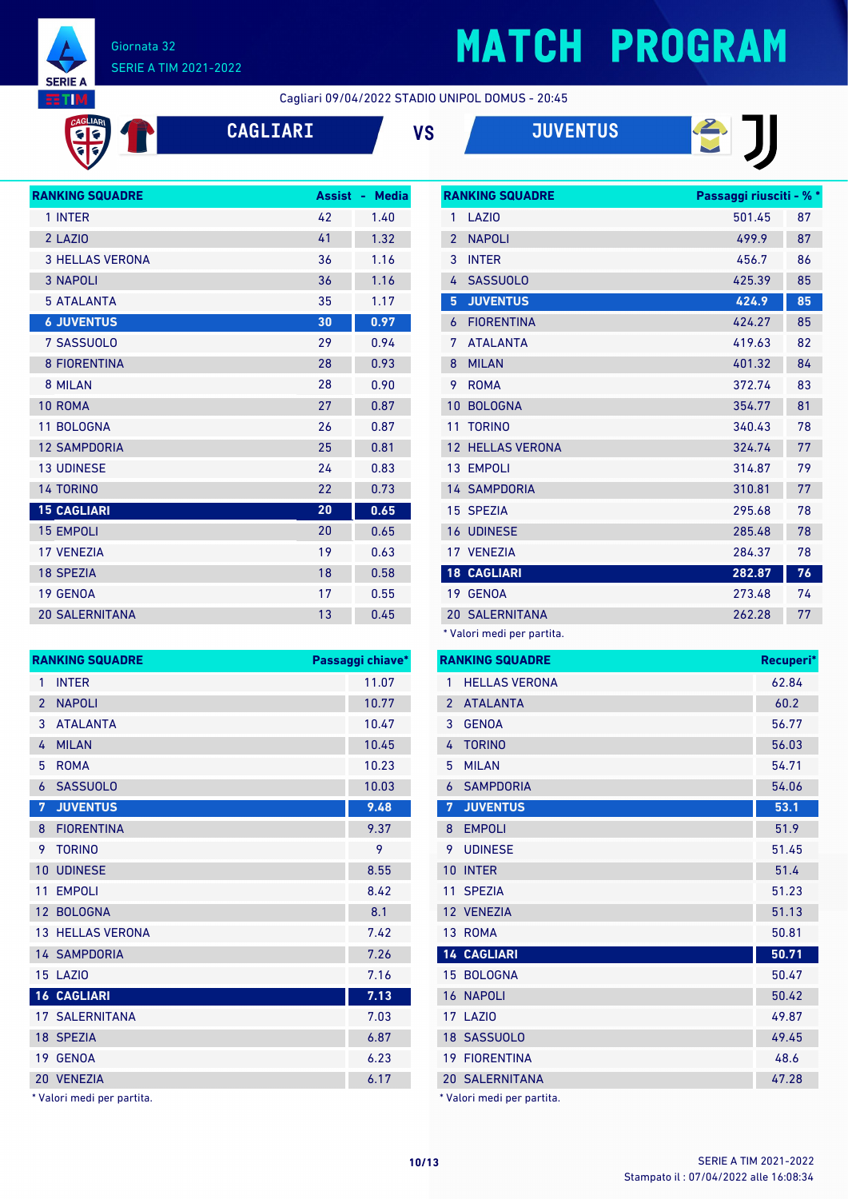Giornata 32
SERIE A TIM 2021-2022

# MATCH PROGRAM

Cagliari 09/04/2022 STADIO UNIPOL DOMUS - 20:45

## CAGLIARI VS JUVENTUS

| RANKING SQUADRE | Assist | Media |
|---|---|---|
| 1 INTER | 42 | 1.40 |
| 2 LAZIO | 41 | 1.32 |
| 3 HELLAS VERONA | 36 | 1.16 |
| 3 NAPOLI | 36 | 1.16 |
| 5 ATALANTA | 35 | 1.17 |
| **6 JUVENTUS** | **30** | **0.97** |
| 7 SASSUOLO | 29 | 0.94 |
| 8 FIORENTINA | 28 | 0.93 |
| 8 MILAN | 28 | 0.90 |
| 10 ROMA | 27 | 0.87 |
| 11 BOLOGNA | 26 | 0.87 |
| 12 SAMPDORIA | 25 | 0.81 |
| 13 UDINESE | 24 | 0.83 |
| 14 TORINO | 22 | 0.73 |
| **15 CAGLIARI** | **20** | **0.65** |
| 15 EMPOLI | 20 | 0.65 |
| 17 VENEZIA | 19 | 0.63 |
| 18 SPEZIA | 18 | 0.58 |
| 19 GENOA | 17 | 0.55 |
| 20 SALERNITANA | 13 | 0.45 |

| RANKING SQUADRE | Passaggi riusciti* | %* |
|---|---|---|
| 1 LAZIO | 501.45 | 87 |
| 2 NAPOLI | 499.9 | 87 |
| 3 INTER | 456.7 | 86 |
| 4 SASSUOLO | 425.39 | 85 |
| **5 JUVENTUS** | **424.9** | **85** |
| 6 FIORENTINA | 424.27 | 85 |
| 7 ATALANTA | 419.63 | 82 |
| 8 MILAN | 401.32 | 84 |
| 9 ROMA | 372.74 | 83 |
| 10 BOLOGNA | 354.77 | 81 |
| 11 TORINO | 340.43 | 78 |
| 12 HELLAS VERONA | 324.74 | 77 |
| 13 EMPOLI | 314.87 | 79 |
| 14 SAMPDORIA | 310.81 | 77 |
| 15 SPEZIA | 295.68 | 78 |
| 16 UDINESE | 285.48 | 78 |
| 17 VENEZIA | 284.37 | 78 |
| **18 CAGLIARI** | **282.87** | **76** |
| 19 GENOA | 273.48 | 74 |
| 20 SALERNITANA | 262.28 | 77 |

\* Valori medi per partita.

| RANKING SQUADRE | Passaggi chiave* |
|---|---|
| 1 INTER | 11.07 |
| 2 NAPOLI | 10.77 |
| 3 ATALANTA | 10.47 |
| 4 MILAN | 10.45 |
| 5 ROMA | 10.23 |
| 6 SASSUOLO | 10.03 |
| **7 JUVENTUS** | **9.48** |
| 8 FIORENTINA | 9.37 |
| 9 TORINO | 9 |
| 10 UDINESE | 8.55 |
| 11 EMPOLI | 8.42 |
| 12 BOLOGNA | 8.1 |
| 13 HELLAS VERONA | 7.42 |
| 14 SAMPDORIA | 7.26 |
| 15 LAZIO | 7.16 |
| **16 CAGLIARI** | **7.13** |
| 17 SALERNITANA | 7.03 |
| 18 SPEZIA | 6.87 |
| 19 GENOA | 6.23 |
| 20 VENEZIA | 6.17 |

\* Valori medi per partita.

| RANKING SQUADRE | Recuperi* |
|---|---|
| 1 HELLAS VERONA | 62.84 |
| 2 ATALANTA | 60.2 |
| 3 GENOA | 56.77 |
| 4 TORINO | 56.03 |
| 5 MILAN | 54.71 |
| 6 SAMPDORIA | 54.06 |
| **7 JUVENTUS** | **53.1** |
| 8 EMPOLI | 51.9 |
| 9 UDINESE | 51.45 |
| 10 INTER | 51.4 |
| 11 SPEZIA | 51.23 |
| 12 VENEZIA | 51.13 |
| 13 ROMA | 50.81 |
| **14 CAGLIARI** | **50.71** |
| 15 BOLOGNA | 50.47 |
| 16 NAPOLI | 50.42 |
| 17 LAZIO | 49.87 |
| 18 SASSUOLO | 49.45 |
| 19 FIORENTINA | 48.6 |
| 20 SALERNITANA | 47.28 |

\* Valori medi per partita.

Stampato il : 07/04/2022 alle 16:08:34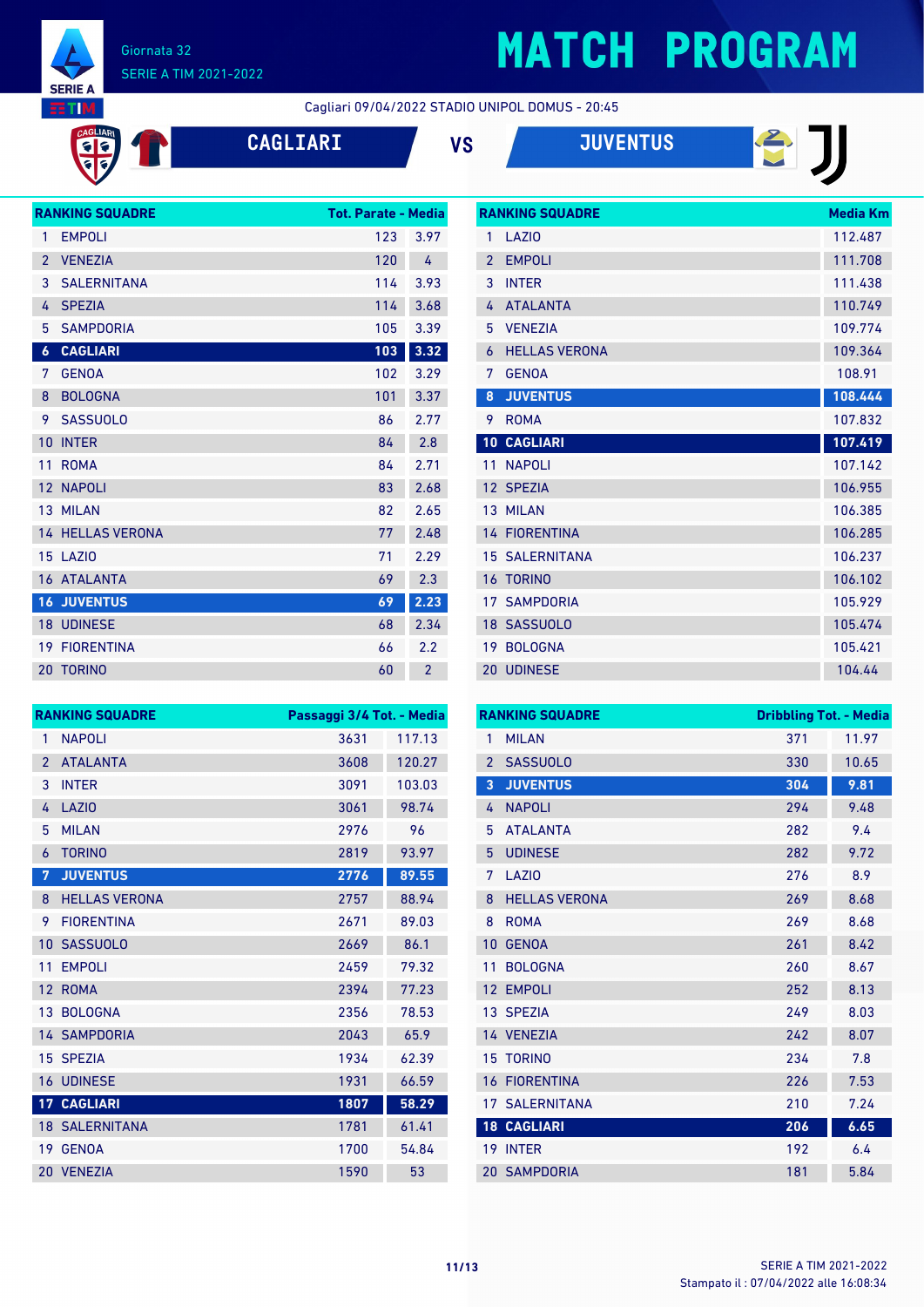# MATCH PROGRAM

Giornata 32
SERIE A TIM 2021-2022

Cagliari 09/04/2022 STADIO UNIPOL DOMUS - 20:45

**CAGLIARI** VS **JUVENTUS**

| RANKING SQUADRE | | Tot. Parate | Media |
|---|---|---|---|
| 1 | EMPOLI | 123 | 3.97 |
| 2 | VENEZIA | 120 | 4 |
| 3 | SALERNITANA | 114 | 3.93 |
| 4 | SPEZIA | 114 | 3.68 |
| 5 | SAMPDORIA | 105 | 3.39 |
| 6 | **CAGLIARI** | **103** | **3.32** |
| 7 | GENOA | 102 | 3.29 |
| 8 | BOLOGNA | 101 | 3.37 |
| 9 | SASSUOLO | 86 | 2.77 |
| 10 | INTER | 84 | 2.8 |
| 11 | ROMA | 84 | 2.71 |
| 12 | NAPOLI | 83 | 2.68 |
| 13 | MILAN | 82 | 2.65 |
| 14 | HELLAS VERONA | 77 | 2.48 |
| 15 | LAZIO | 71 | 2.29 |
| 16 | ATALANTA | 69 | 2.3 |
| 16 | **JUVENTUS** | **69** | **2.23** |
| 18 | UDINESE | 68 | 2.34 |
| 19 | FIORENTINA | 66 | 2.2 |
| 20 | TORINO | 60 | 2 |

| RANKING SQUADRE | | Media Km |
|---|---|---|
| 1 | LAZIO | 112.487 |
| 2 | EMPOLI | 111.708 |
| 3 | INTER | 111.438 |
| 4 | ATALANTA | 110.749 |
| 5 | VENEZIA | 109.774 |
| 6 | HELLAS VERONA | 109.364 |
| 7 | GENOA | 108.91 |
| 8 | **JUVENTUS** | **108.444** |
| 9 | ROMA | 107.832 |
| 10 | **CAGLIARI** | **107.419** |
| 11 | NAPOLI | 107.142 |
| 12 | SPEZIA | 106.955 |
| 13 | MILAN | 106.385 |
| 14 | FIORENTINA | 106.285 |
| 15 | SALERNITANA | 106.237 |
| 16 | TORINO | 106.102 |
| 17 | SAMPDORIA | 105.929 |
| 18 | SASSUOLO | 105.474 |
| 19 | BOLOGNA | 105.421 |
| 20 | UDINESE | 104.44 |

| RANKING SQUADRE | | Passaggi 3/4 Tot. | Media |
|---|---|---|---|
| 1 | NAPOLI | 3631 | 117.13 |
| 2 | ATALANTA | 3608 | 120.27 |
| 3 | INTER | 3091 | 103.03 |
| 4 | LAZIO | 3061 | 98.74 |
| 5 | MILAN | 2976 | 96 |
| 6 | TORINO | 2819 | 93.97 |
| 7 | **JUVENTUS** | **2776** | **89.55** |
| 8 | HELLAS VERONA | 2757 | 88.94 |
| 9 | FIORENTINA | 2671 | 89.03 |
| 10 | SASSUOLO | 2669 | 86.1 |
| 11 | EMPOLI | 2459 | 79.32 |
| 12 | ROMA | 2394 | 77.23 |
| 13 | BOLOGNA | 2356 | 78.53 |
| 14 | SAMPDORIA | 2043 | 65.9 |
| 15 | SPEZIA | 1934 | 62.39 |
| 16 | UDINESE | 1931 | 66.59 |
| 17 | **CAGLIARI** | **1807** | **58.29** |
| 18 | SALERNITANA | 1781 | 61.41 |
| 19 | GENOA | 1700 | 54.84 |
| 20 | VENEZIA | 1590 | 53 |

| RANKING SQUADRE | | Dribbling Tot. | Media |
|---|---|---|---|
| 1 | MILAN | 371 | 11.97 |
| 2 | SASSUOLO | 330 | 10.65 |
| 3 | **JUVENTUS** | **304** | **9.81** |
| 4 | NAPOLI | 294 | 9.48 |
| 5 | ATALANTA | 282 | 9.4 |
| 5 | UDINESE | 282 | 9.72 |
| 7 | LAZIO | 276 | 8.9 |
| 8 | HELLAS VERONA | 269 | 8.68 |
| 8 | ROMA | 269 | 8.68 |
| 10 | GENOA | 261 | 8.42 |
| 11 | BOLOGNA | 260 | 8.67 |
| 12 | EMPOLI | 252 | 8.13 |
| 13 | SPEZIA | 249 | 8.03 |
| 14 | VENEZIA | 242 | 8.07 |
| 15 | TORINO | 234 | 7.8 |
| 16 | FIORENTINA | 226 | 7.53 |
| 17 | SALERNITANA | 210 | 7.24 |
| 18 | **CAGLIARI** | **206** | **6.65** |
| 19 | INTER | 192 | 6.4 |
| 20 | SAMPDORIA | 181 | 5.84 |

Stampato il : 07/04/2022 alle 16:08:34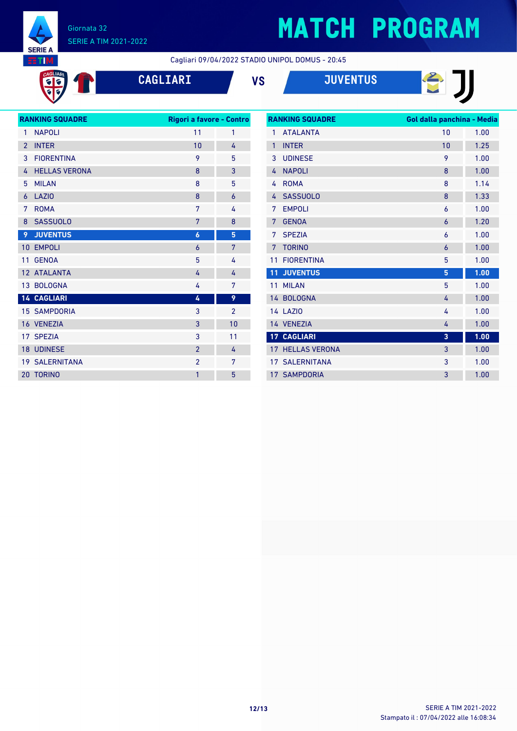# MATCH PROGRAM

Giornata 32
SERIE A TIM 2021-2022

Cagliari 09/04/2022 STADIO UNIPOL DOMUS - 20:45

**CAGLIARI** VS **JUVENTUS**

| RANKING SQUADRE | | Rigori a favore | Contro |
|---|---|---|---|
| 1 | NAPOLI | 11 | 1 |
| 2 | INTER | 10 | 4 |
| 3 | FIORENTINA | 9 | 5 |
| 4 | HELLAS VERONA | 8 | 3 |
| 5 | MILAN | 8 | 5 |
| 6 | LAZIO | 8 | 6 |
| 7 | ROMA | 7 | 4 |
| 8 | SASSUOLO | 7 | 8 |
| **9** | **JUVENTUS** | **6** | **5** |
| 10 | EMPOLI | 6 | 7 |
| 11 | GENOA | 5 | 4 |
| 12 | ATALANTA | 4 | 4 |
| 13 | BOLOGNA | 4 | 7 |
| **14** | **CAGLIARI** | **4** | **9** |
| 15 | SAMPDORIA | 3 | 2 |
| 16 | VENEZIA | 3 | 10 |
| 17 | SPEZIA | 3 | 11 |
| 18 | UDINESE | 2 | 4 |
| 19 | SALERNITANA | 2 | 7 |
| 20 | TORINO | 1 | 5 |

| RANKING SQUADRE | | Gol dalla panchina | Media |
|---|---|---|---|
| 1 | ATALANTA | 10 | 1.00 |
| 1 | INTER | 10 | 1.25 |
| 3 | UDINESE | 9 | 1.00 |
| 4 | NAPOLI | 8 | 1.00 |
| 4 | ROMA | 8 | 1.14 |
| 4 | SASSUOLO | 8 | 1.33 |
| 7 | EMPOLI | 6 | 1.00 |
| 7 | GENOA | 6 | 1.20 |
| 7 | SPEZIA | 6 | 1.00 |
| 7 | TORINO | 6 | 1.00 |
| 11 | FIORENTINA | 5 | 1.00 |
| **11** | **JUVENTUS** | **5** | **1.00** |
| 11 | MILAN | 5 | 1.00 |
| 14 | BOLOGNA | 4 | 1.00 |
| 14 | LAZIO | 4 | 1.00 |
| 14 | VENEZIA | 4 | 1.00 |
| **17** | **CAGLIARI** | **3** | **1.00** |
| 17 | HELLAS VERONA | 3 | 1.00 |
| 17 | SALERNITANA | 3 | 1.00 |
| 17 | SAMPDORIA | 3 | 1.00 |

SERIE A TIM 2021-2022
Stampato il : 07/04/2022 alle 16:08:34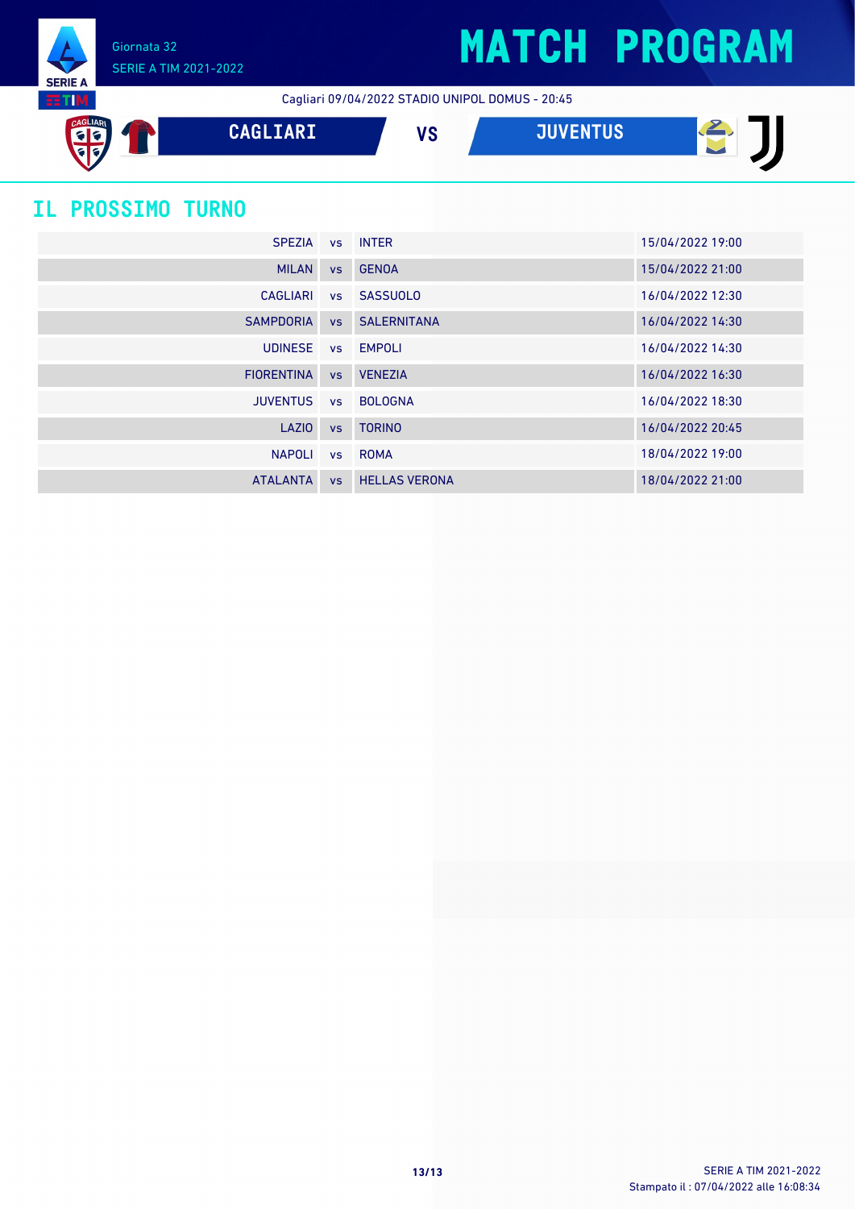Giornata 32
SERIE A TIM 2021-2022

# MATCH PROGRAM

Cagliari 09/04/2022 STADIO UNIPOL DOMUS - 20:45

**CAGLIARI** VS **JUVENTUS**

## IL PROSSIMO TURNO

| | | | |
|---|---|---|---|
| SPEZIA | vs | INTER | 15/04/2022 19:00 |
| MILAN | vs | GENOA | 15/04/2022 21:00 |
| CAGLIARI | vs | SASSUOLO | 16/04/2022 12:30 |
| SAMPDORIA | vs | SALERNITANA | 16/04/2022 14:30 |
| UDINESE | vs | EMPOLI | 16/04/2022 14:30 |
| FIORENTINA | vs | VENEZIA | 16/04/2022 16:30 |
| JUVENTUS | vs | BOLOGNA | 16/04/2022 18:30 |
| LAZIO | vs | TORINO | 16/04/2022 20:45 |
| NAPOLI | vs | ROMA | 18/04/2022 19:00 |
| ATALANTA | vs | HELLAS VERONA | 18/04/2022 21:00 |

Stampato il : 07/04/2022 alle 16:08:34